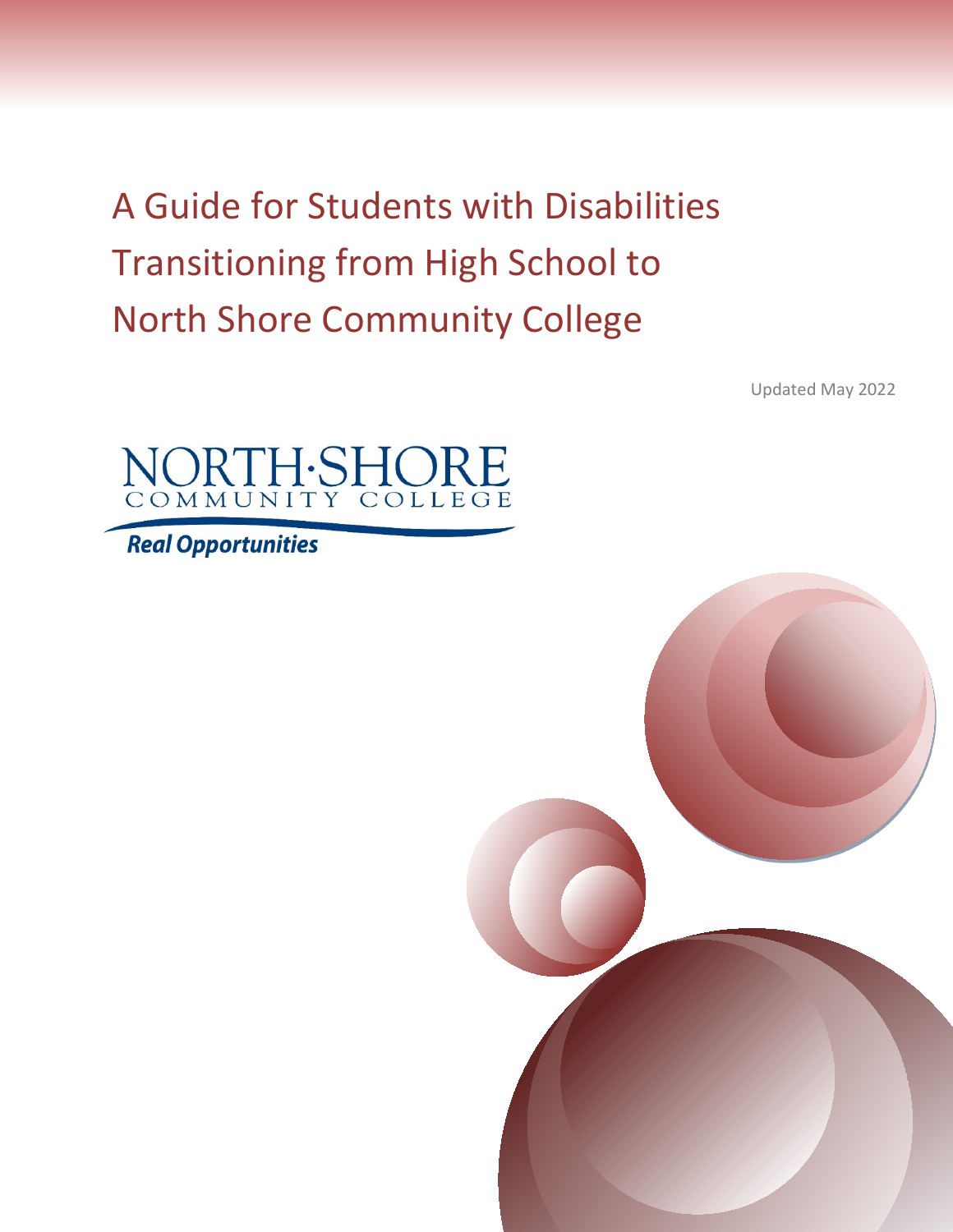# A Guide for Students with Disabilities Transitioning from High School to North Shore Community College

Updated May 2022

NORTH·SHORE
COMMUNITY COLLEGE

*Real Opportunities*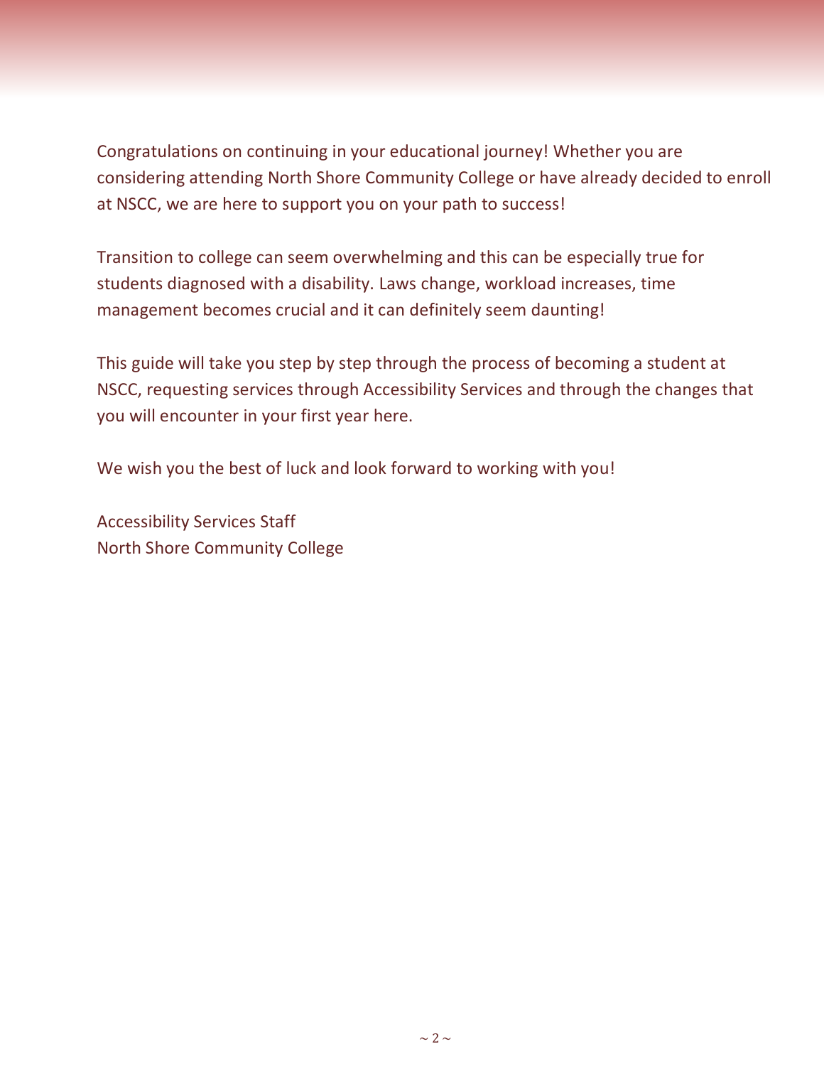Congratulations on continuing in your educational journey! Whether you are considering attending North Shore Community College or have already decided to enroll at NSCC, we are here to support you on your path to success!

Transition to college can seem overwhelming and this can be especially true for students diagnosed with a disability. Laws change, workload increases, time management becomes crucial and it can definitely seem daunting!

This guide will take you step by step through the process of becoming a student at NSCC, requesting services through Accessibility Services and through the changes that you will encounter in your first year here.

We wish you the best of luck and look forward to working with you!

Accessibility Services Staff
North Shore Community College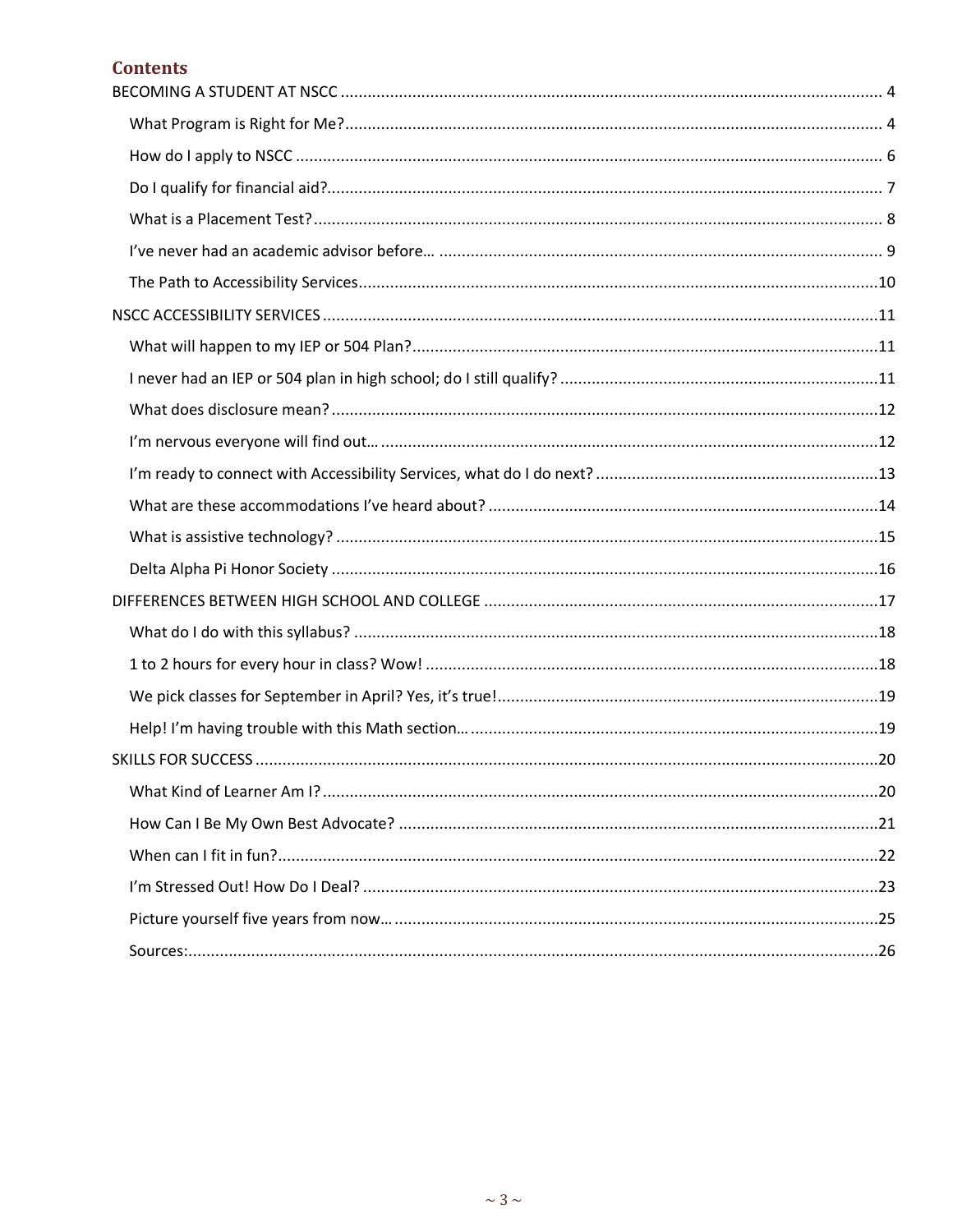## Contents

BECOMING A STUDENT AT NSCC ........................................................................ 4

- What Program is Right for Me? ........................................................................ 4
- How do I apply to NSCC ........................................................................ 6
- Do I qualify for financial aid? ........................................................................ 7
- What is a Placement Test? ........................................................................ 8
- I've never had an academic advisor before… ........................................................................ 9
- The Path to Accessibility Services ........................................................................ 10

NSCC ACCESSIBILITY SERVICES ........................................................................ 11

- What will happen to my IEP or 504 Plan? ........................................................................ 11
- I never had an IEP or 504 plan in high school; do I still qualify? ........................................................................ 11
- What does disclosure mean? ........................................................................ 12
- I'm nervous everyone will find out… ........................................................................ 12
- I'm ready to connect with Accessibility Services, what do I do next? ........................................................................ 13
- What are these accommodations I've heard about? ........................................................................ 14
- What is assistive technology? ........................................................................ 15
- Delta Alpha Pi Honor Society ........................................................................ 16

DIFFERENCES BETWEEN HIGH SCHOOL AND COLLEGE ........................................................................ 17

- What do I do with this syllabus? ........................................................................ 18
- 1 to 2 hours for every hour in class? Wow! ........................................................................ 18
- We pick classes for September in April? Yes, it's true! ........................................................................ 19
- Help! I'm having trouble with this Math section… ........................................................................ 19

SKILLS FOR SUCCESS ........................................................................ 20

- What Kind of Learner Am I? ........................................................................ 20
- How Can I Be My Own Best Advocate? ........................................................................ 21
- When can I fit in fun? ........................................................................ 22
- I'm Stressed Out! How Do I Deal? ........................................................................ 23
- Picture yourself five years from now… ........................................................................ 25
- Sources: ........................................................................ 26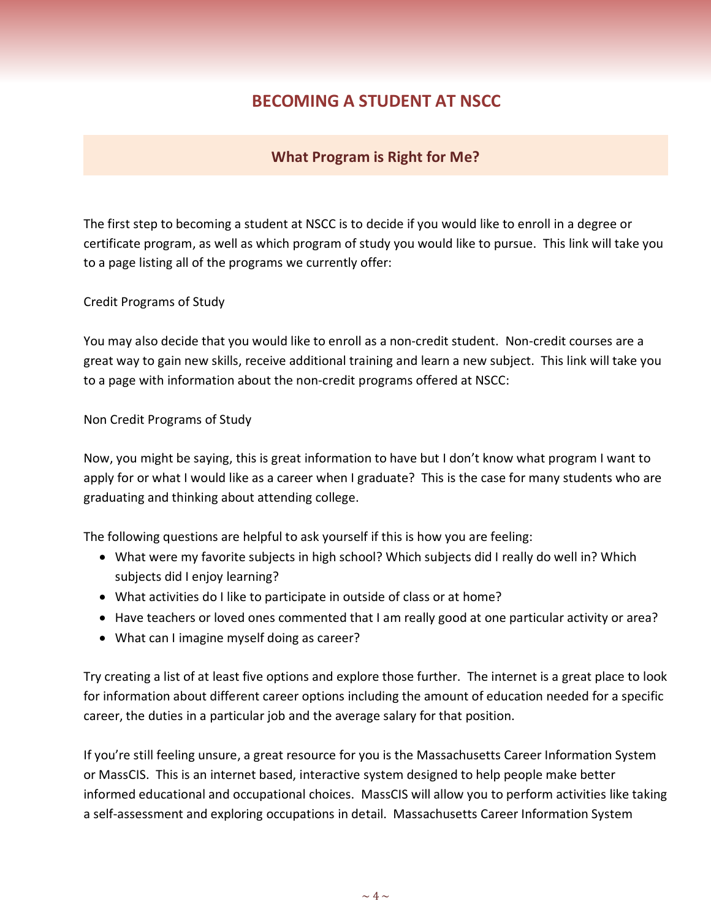# BECOMING A STUDENT AT NSCC

## What Program is Right for Me?

The first step to becoming a student at NSCC is to decide if you would like to enroll in a degree or certificate program, as well as which program of study you would like to pursue. This link will take you to a page listing all of the programs we currently offer:

Credit Programs of Study

You may also decide that you would like to enroll as a non-credit student. Non-credit courses are a great way to gain new skills, receive additional training and learn a new subject. This link will take you to a page with information about the non-credit programs offered at NSCC:

Non Credit Programs of Study

Now, you might be saying, this is great information to have but I don't know what program I want to apply for or what I would like as a career when I graduate? This is the case for many students who are graduating and thinking about attending college.

The following questions are helpful to ask yourself if this is how you are feeling:

- What were my favorite subjects in high school? Which subjects did I really do well in? Which subjects did I enjoy learning?
- What activities do I like to participate in outside of class or at home?
- Have teachers or loved ones commented that I am really good at one particular activity or area?
- What can I imagine myself doing as career?

Try creating a list of at least five options and explore those further. The internet is a great place to look for information about different career options including the amount of education needed for a specific career, the duties in a particular job and the average salary for that position.

If you're still feeling unsure, a great resource for you is the Massachusetts Career Information System or MassCIS. This is an internet based, interactive system designed to help people make better informed educational and occupational choices. MassCIS will allow you to perform activities like taking a self-assessment and exploring occupations in detail. Massachusetts Career Information System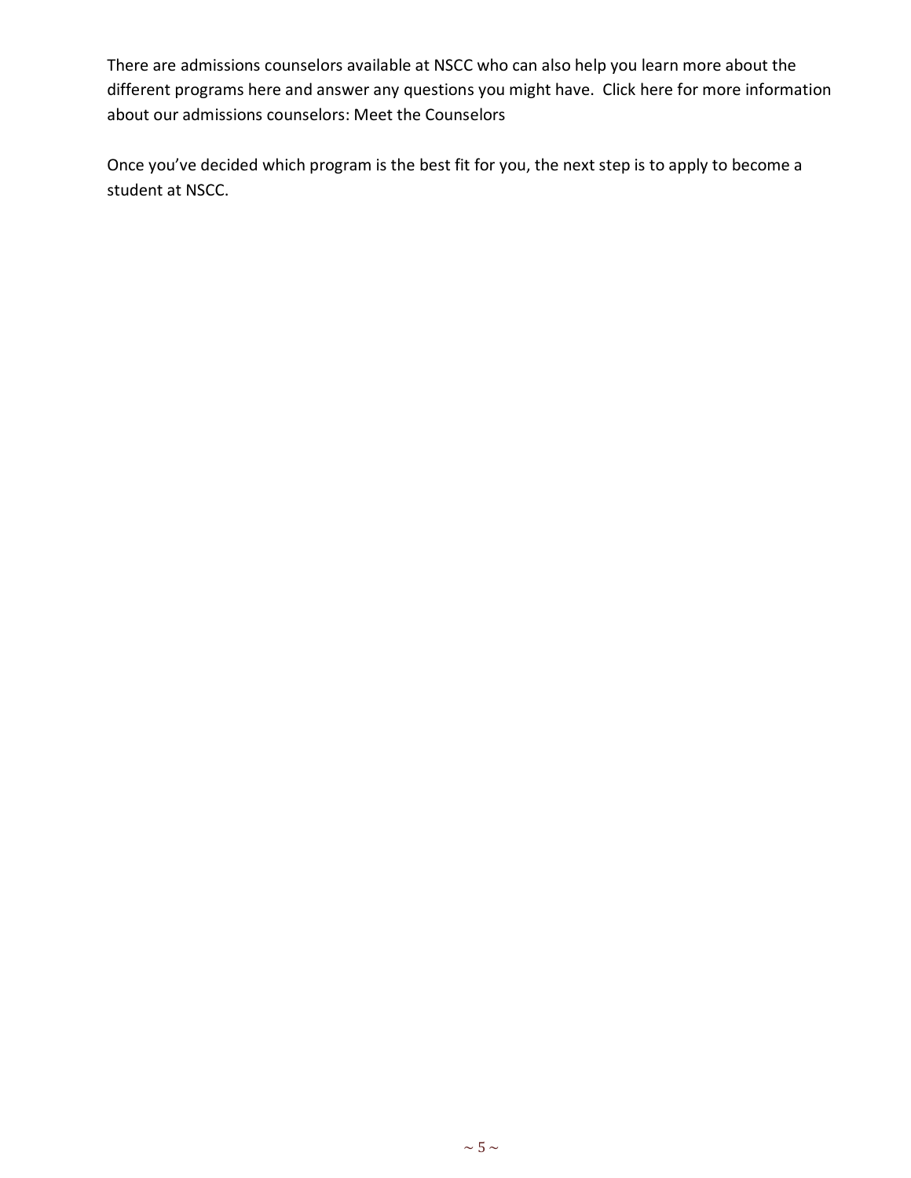There are admissions counselors available at NSCC who can also help you learn more about the different programs here and answer any questions you might have. Click here for more information about our admissions counselors: Meet the Counselors

Once you've decided which program is the best fit for you, the next step is to apply to become a student at NSCC.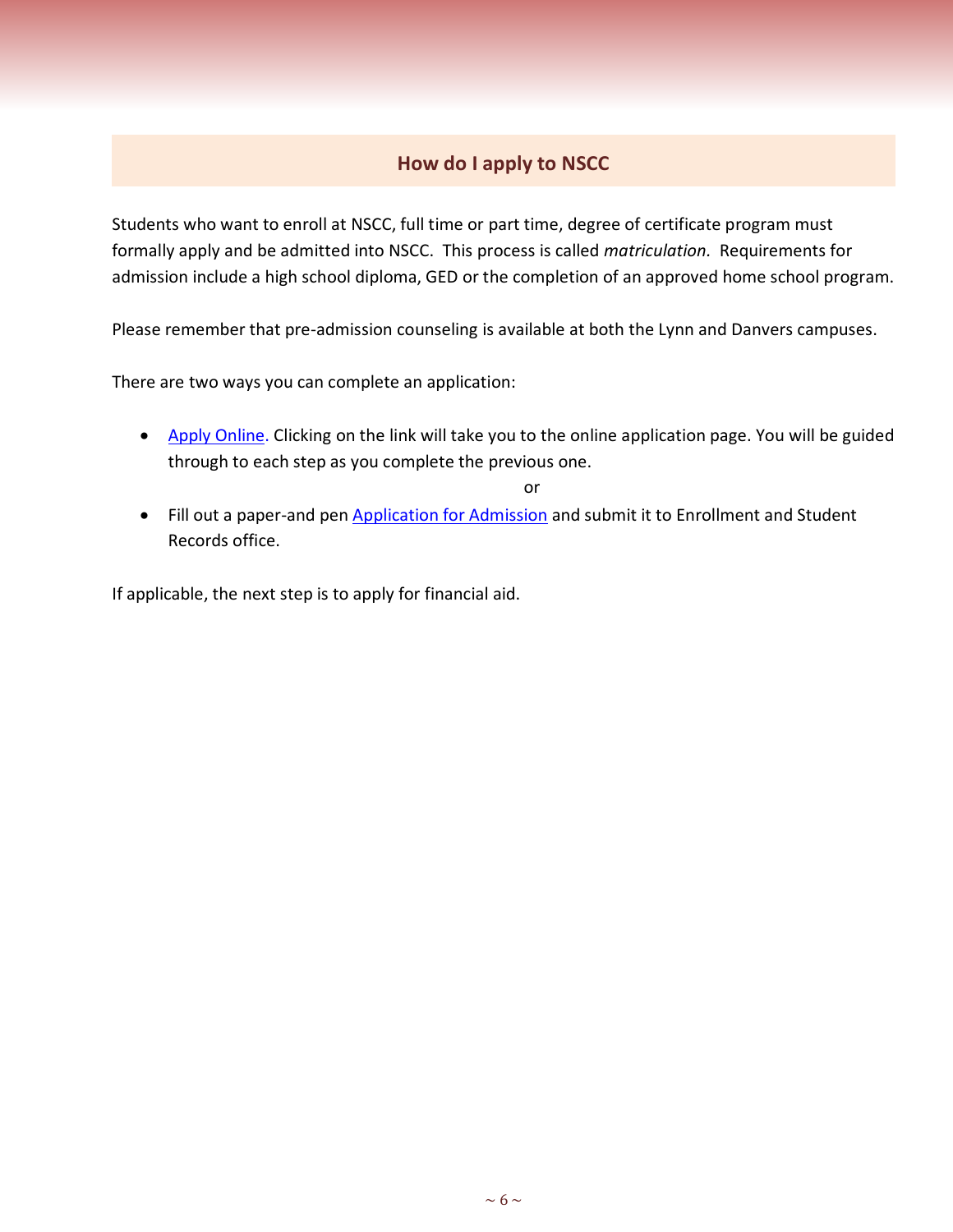## How do I apply to NSCC

Students who want to enroll at NSCC, full time or part time, degree of certificate program must formally apply and be admitted into NSCC. This process is called *matriculation.* Requirements for admission include a high school diploma, GED or the completion of an approved home school program.

Please remember that pre-admission counseling is available at both the Lynn and Danvers campuses.

There are two ways you can complete an application:

- Apply Online. Clicking on the link will take you to the online application page. You will be guided through to each step as you complete the previous one.

  or

- Fill out a paper-and pen Application for Admission and submit it to Enrollment and Student Records office.

If applicable, the next step is to apply for financial aid.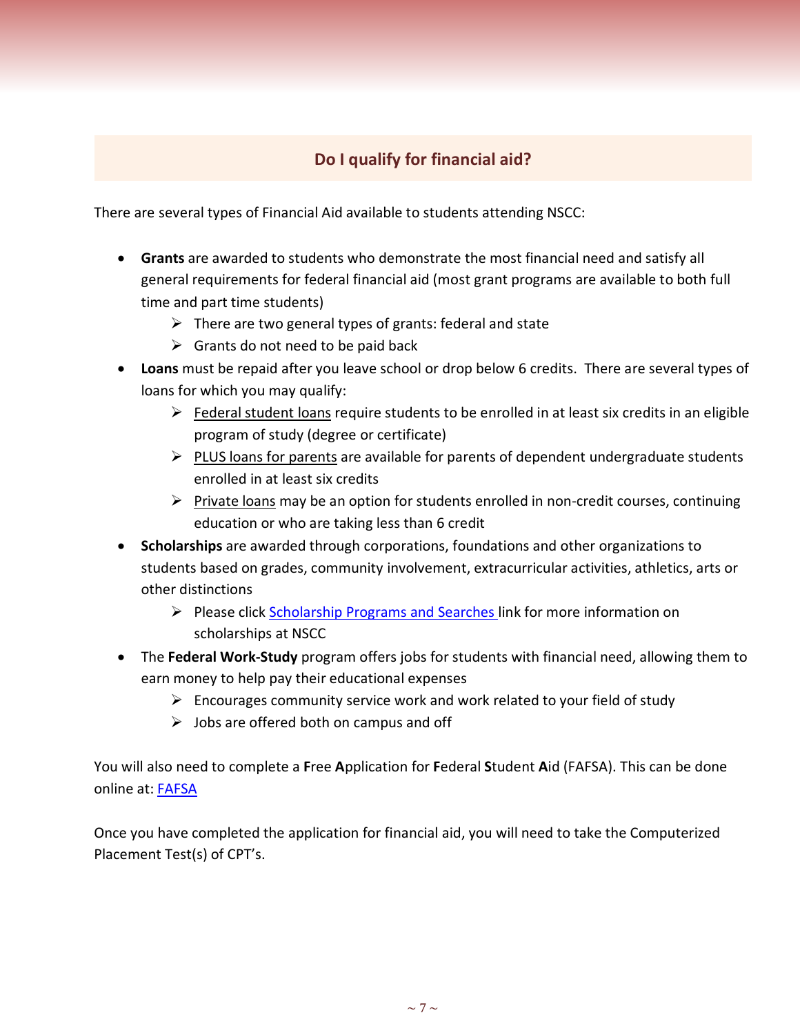## Do I qualify for financial aid?

There are several types of Financial Aid available to students attending NSCC:

- **Grants** are awarded to students who demonstrate the most financial need and satisfy all general requirements for federal financial aid (most grant programs are available to both full time and part time students)
  - There are two general types of grants: federal and state
  - Grants do not need to be paid back
- **Loans** must be repaid after you leave school or drop below 6 credits. There are several types of loans for which you may qualify:
  - Federal student loans require students to be enrolled in at least six credits in an eligible program of study (degree or certificate)
  - PLUS loans for parents are available for parents of dependent undergraduate students enrolled in at least six credits
  - Private loans may be an option for students enrolled in non-credit courses, continuing education or who are taking less than 6 credit
- **Scholarships** are awarded through corporations, foundations and other organizations to students based on grades, community involvement, extracurricular activities, athletics, arts or other distinctions
  - Please click [Scholarship Programs and Searches](#) link for more information on scholarships at NSCC
- The **Federal Work-Study** program offers jobs for students with financial need, allowing them to earn money to help pay their educational expenses
  - Encourages community service work and work related to your field of study
  - Jobs are offered both on campus and off

You will also need to complete a **F**ree **A**pplication for **F**ederal **S**tudent **A**id (FAFSA). This can be done online at: [FAFSA](#)

Once you have completed the application for financial aid, you will need to take the Computerized Placement Test(s) of CPT's.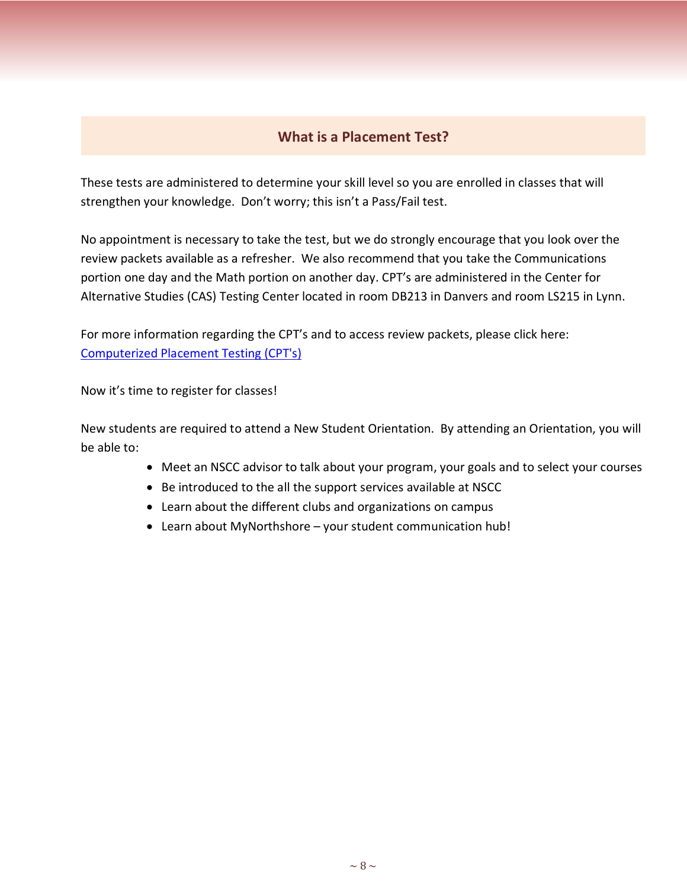## What is a Placement Test?

These tests are administered to determine your skill level so you are enrolled in classes that will strengthen your knowledge. Don't worry; this isn't a Pass/Fail test.

No appointment is necessary to take the test, but we do strongly encourage that you look over the review packets available as a refresher. We also recommend that you take the Communications portion one day and the Math portion on another day. CPT's are administered in the Center for Alternative Studies (CAS) Testing Center located in room DB213 in Danvers and room LS215 in Lynn.

For more information regarding the CPT's and to access review packets, please click here: [Computerized Placement Testing (CPT's)]()

Now it's time to register for classes!

New students are required to attend a New Student Orientation. By attending an Orientation, you will be able to:

- Meet an NSCC advisor to talk about your program, your goals and to select your courses
- Be introduced to the all the support services available at NSCC
- Learn about the different clubs and organizations on campus
- Learn about MyNorthshore – your student communication hub!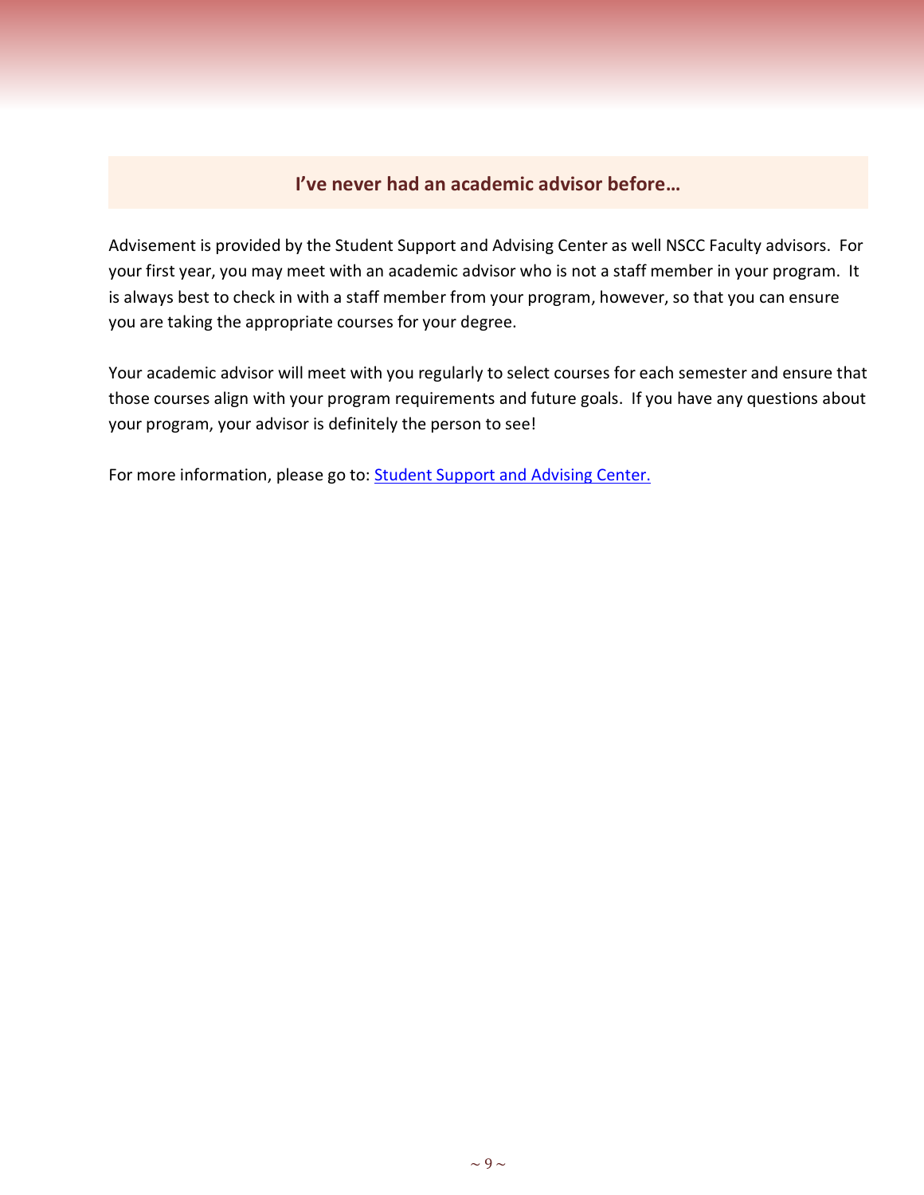## I've never had an academic advisor before…

Advisement is provided by the Student Support and Advising Center as well NSCC Faculty advisors. For your first year, you may meet with an academic advisor who is not a staff member in your program. It is always best to check in with a staff member from your program, however, so that you can ensure you are taking the appropriate courses for your degree.

Your academic advisor will meet with you regularly to select courses for each semester and ensure that those courses align with your program requirements and future goals. If you have any questions about your program, your advisor is definitely the person to see!

For more information, please go to: Student Support and Advising Center.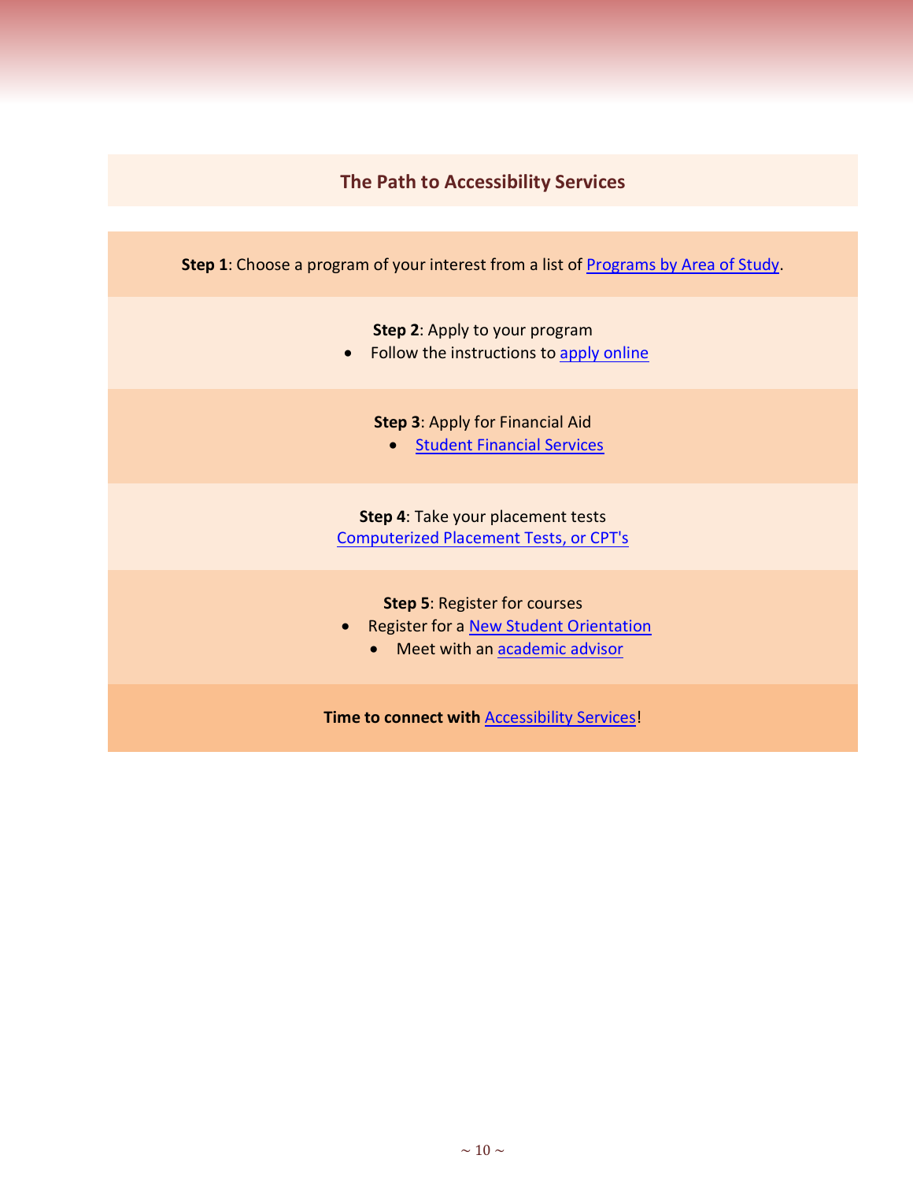## The Path to Accessibility Services

**Step 1**: Choose a program of your interest from a list of Programs by Area of Study.

**Step 2**: Apply to your program

- Follow the instructions to apply online

**Step 3**: Apply for Financial Aid

- Student Financial Services

**Step 4**: Take your placement tests

Computerized Placement Tests, or CPT's

**Step 5**: Register for courses

- Register for a New Student Orientation
- Meet with an academic advisor

**Time to connect with** Accessibility Services!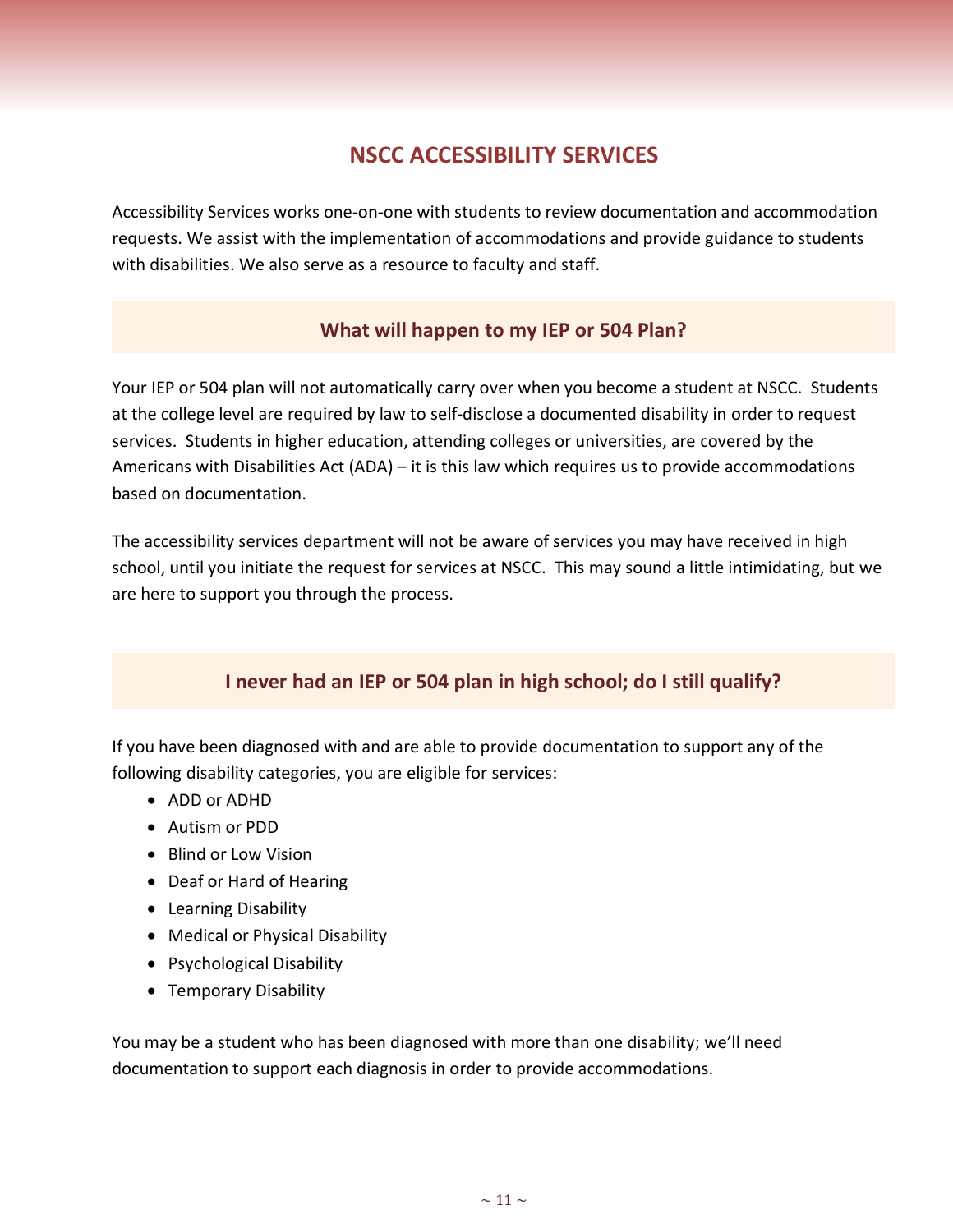# NSCC ACCESSIBILITY SERVICES

Accessibility Services works one-on-one with students to review documentation and accommodation requests. We assist with the implementation of accommodations and provide guidance to students with disabilities. We also serve as a resource to faculty and staff.

## What will happen to my IEP or 504 Plan?

Your IEP or 504 plan will not automatically carry over when you become a student at NSCC. Students at the college level are required by law to self-disclose a documented disability in order to request services. Students in higher education, attending colleges or universities, are covered by the Americans with Disabilities Act (ADA) – it is this law which requires us to provide accommodations based on documentation.

The accessibility services department will not be aware of services you may have received in high school, until you initiate the request for services at NSCC. This may sound a little intimidating, but we are here to support you through the process.

## I never had an IEP or 504 plan in high school; do I still qualify?

If you have been diagnosed with and are able to provide documentation to support any of the following disability categories, you are eligible for services:

- ADD or ADHD
- Autism or PDD
- Blind or Low Vision
- Deaf or Hard of Hearing
- Learning Disability
- Medical or Physical Disability
- Psychological Disability
- Temporary Disability

You may be a student who has been diagnosed with more than one disability; we'll need documentation to support each diagnosis in order to provide accommodations.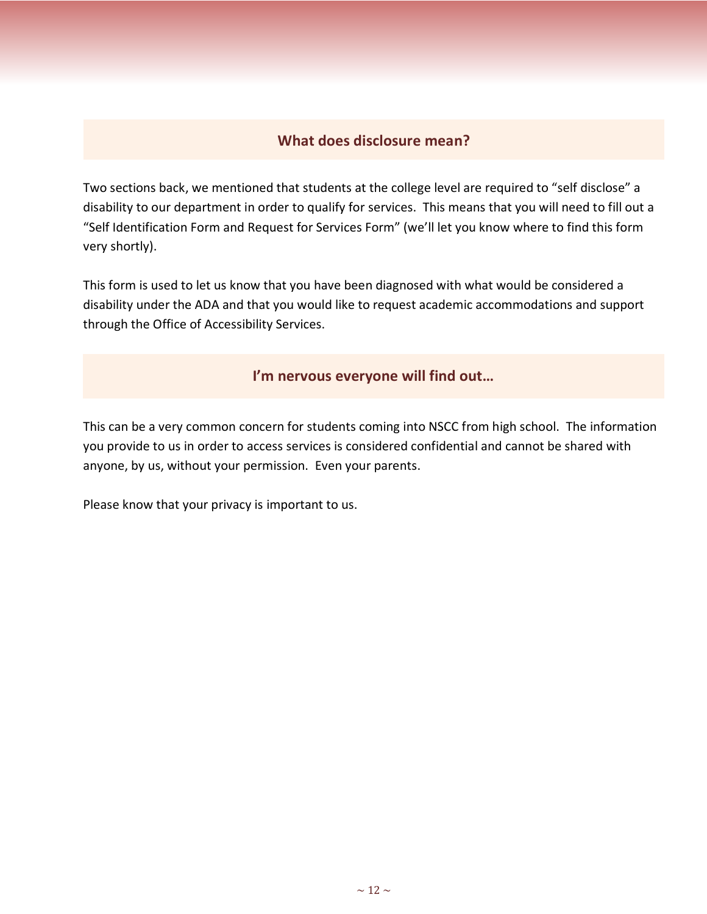## What does disclosure mean?

Two sections back, we mentioned that students at the college level are required to "self disclose" a disability to our department in order to qualify for services. This means that you will need to fill out a "Self Identification Form and Request for Services Form" (we'll let you know where to find this form very shortly).

This form is used to let us know that you have been diagnosed with what would be considered a disability under the ADA and that you would like to request academic accommodations and support through the Office of Accessibility Services.

## I'm nervous everyone will find out…

This can be a very common concern for students coming into NSCC from high school. The information you provide to us in order to access services is considered confidential and cannot be shared with anyone, by us, without your permission. Even your parents.

Please know that your privacy is important to us.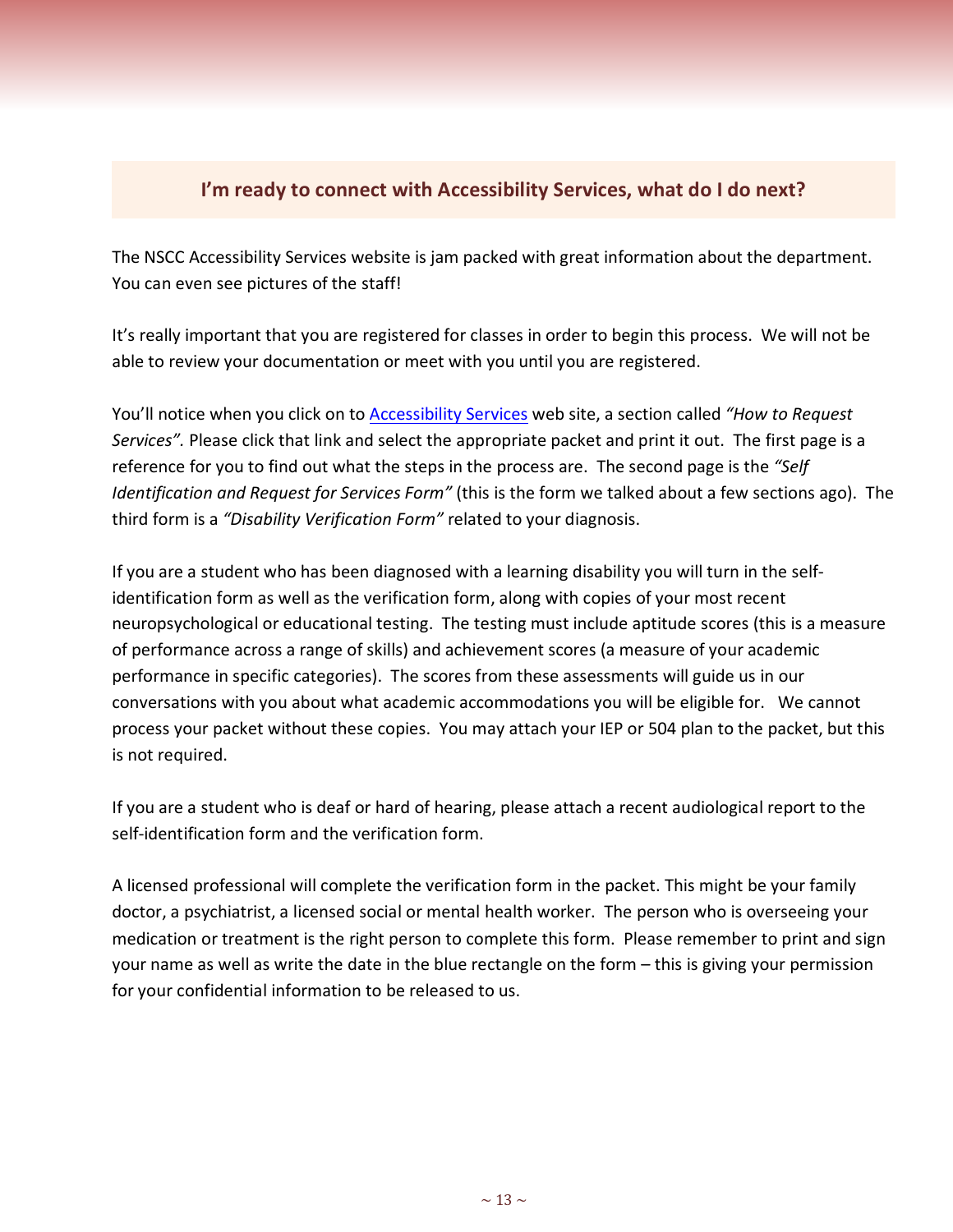## I'm ready to connect with Accessibility Services, what do I do next?

The NSCC Accessibility Services website is jam packed with great information about the department. You can even see pictures of the staff!

It's really important that you are registered for classes in order to begin this process. We will not be able to review your documentation or meet with you until you are registered.

You'll notice when you click on to Accessibility Services web site, a section called *"How to Request Services".* Please click that link and select the appropriate packet and print it out. The first page is a reference for you to find out what the steps in the process are. The second page is the *"Self Identification and Request for Services Form"* (this is the form we talked about a few sections ago). The third form is a *"Disability Verification Form"* related to your diagnosis.

If you are a student who has been diagnosed with a learning disability you will turn in the self-identification form as well as the verification form, along with copies of your most recent neuropsychological or educational testing. The testing must include aptitude scores (this is a measure of performance across a range of skills) and achievement scores (a measure of your academic performance in specific categories). The scores from these assessments will guide us in our conversations with you about what academic accommodations you will be eligible for. We cannot process your packet without these copies. You may attach your IEP or 504 plan to the packet, but this is not required.

If you are a student who is deaf or hard of hearing, please attach a recent audiological report to the self-identification form and the verification form.

A licensed professional will complete the verification form in the packet. This might be your family doctor, a psychiatrist, a licensed social or mental health worker. The person who is overseeing your medication or treatment is the right person to complete this form. Please remember to print and sign your name as well as write the date in the blue rectangle on the form – this is giving your permission for your confidential information to be released to us.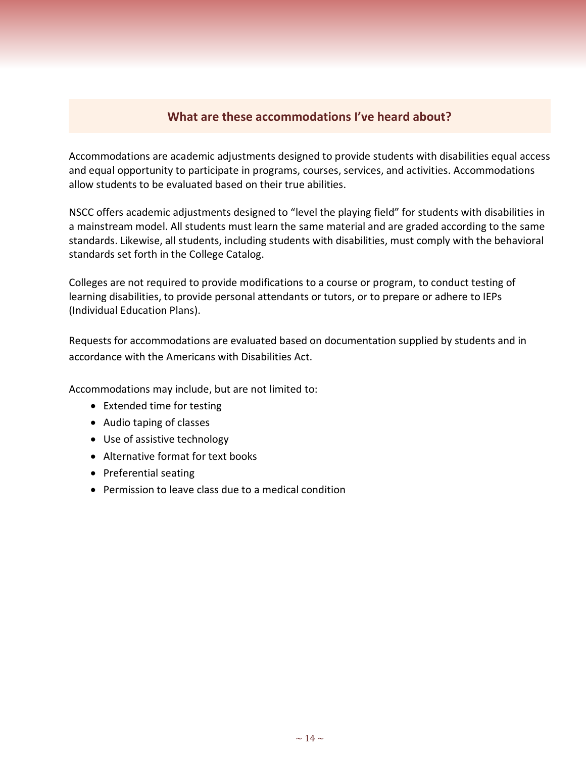## What are these accommodations I've heard about?

Accommodations are academic adjustments designed to provide students with disabilities equal access and equal opportunity to participate in programs, courses, services, and activities. Accommodations allow students to be evaluated based on their true abilities.

NSCC offers academic adjustments designed to "level the playing field" for students with disabilities in a mainstream model. All students must learn the same material and are graded according to the same standards. Likewise, all students, including students with disabilities, must comply with the behavioral standards set forth in the College Catalog.

Colleges are not required to provide modifications to a course or program, to conduct testing of learning disabilities, to provide personal attendants or tutors, or to prepare or adhere to IEPs (Individual Education Plans).

Requests for accommodations are evaluated based on documentation supplied by students and in accordance with the Americans with Disabilities Act.

Accommodations may include, but are not limited to:

- Extended time for testing
- Audio taping of classes
- Use of assistive technology
- Alternative format for text books
- Preferential seating
- Permission to leave class due to a medical condition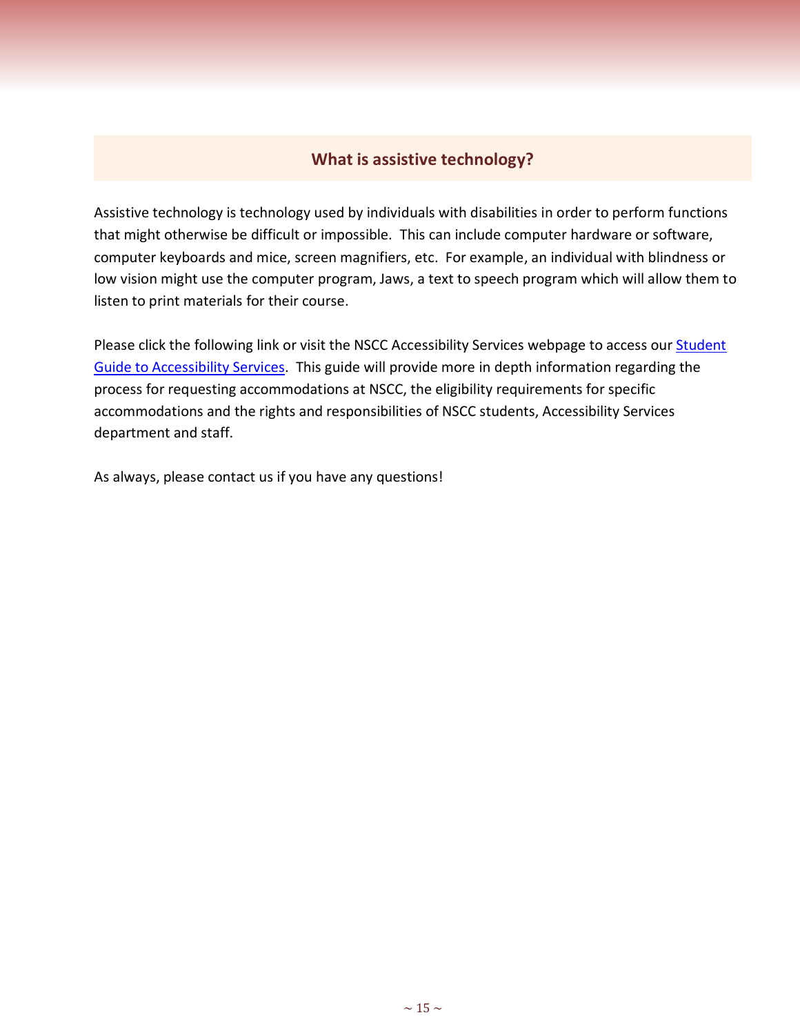## What is assistive technology?

Assistive technology is technology used by individuals with disabilities in order to perform functions that might otherwise be difficult or impossible. This can include computer hardware or software, computer keyboards and mice, screen magnifiers, etc. For example, an individual with blindness or low vision might use the computer program, Jaws, a text to speech program which will allow them to listen to print materials for their course.

Please click the following link or visit the NSCC Accessibility Services webpage to access our Student Guide to Accessibility Services. This guide will provide more in depth information regarding the process for requesting accommodations at NSCC, the eligibility requirements for specific accommodations and the rights and responsibilities of NSCC students, Accessibility Services department and staff.

As always, please contact us if you have any questions!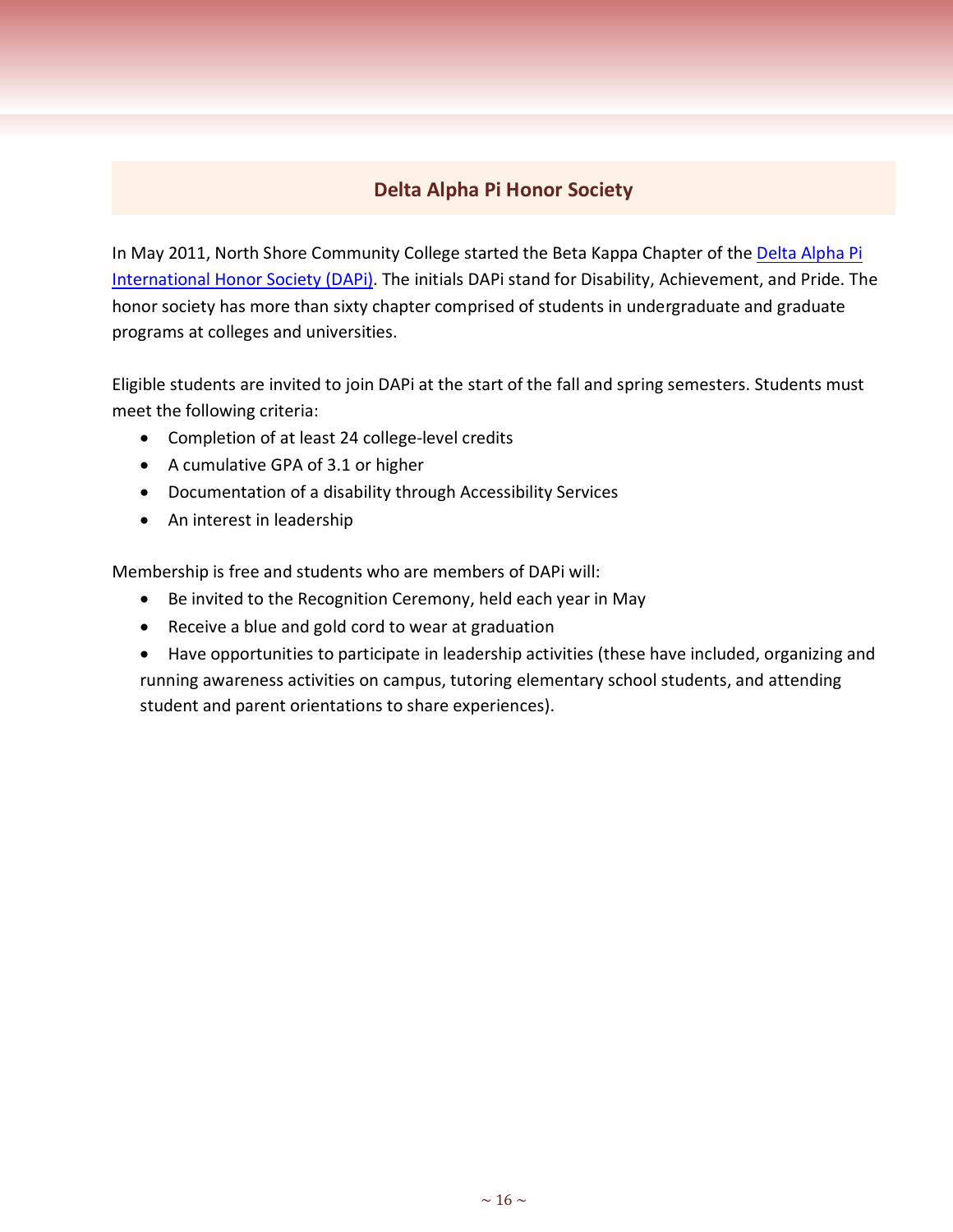## Delta Alpha Pi Honor Society

In May 2011, North Shore Community College started the Beta Kappa Chapter of the [Delta Alpha Pi International Honor Society (DAPi)](). The initials DAPi stand for Disability, Achievement, and Pride. The honor society has more than sixty chapter comprised of students in undergraduate and graduate programs at colleges and universities.

Eligible students are invited to join DAPi at the start of the fall and spring semesters. Students must meet the following criteria:

- Completion of at least 24 college-level credits
- A cumulative GPA of 3.1 or higher
- Documentation of a disability through Accessibility Services
- An interest in leadership

Membership is free and students who are members of DAPi will:

- Be invited to the Recognition Ceremony, held each year in May
- Receive a blue and gold cord to wear at graduation
- Have opportunities to participate in leadership activities (these have included, organizing and running awareness activities on campus, tutoring elementary school students, and attending student and parent orientations to share experiences).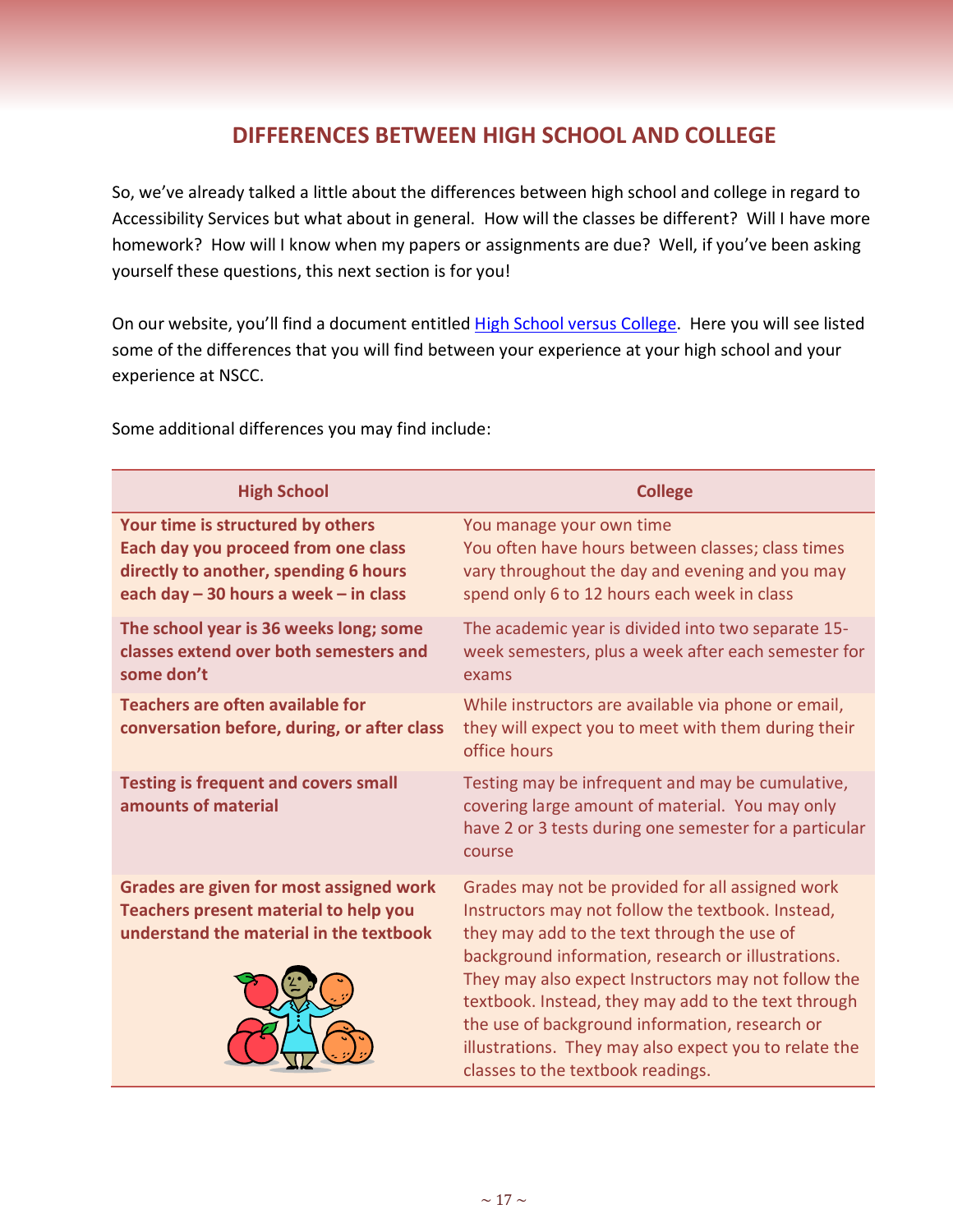## DIFFERENCES BETWEEN HIGH SCHOOL AND COLLEGE

So, we've already talked a little about the differences between high school and college in regard to Accessibility Services but what about in general. How will the classes be different? Will I have more homework? How will I know when my papers or assignments are due? Well, if you've been asking yourself these questions, this next section is for you!

On our website, you'll find a document entitled High School versus College. Here you will see listed some of the differences that you will find between your experience at your high school and your experience at NSCC.

Some additional differences you may find include:

| High School | College |
|---|---|
| **Your time is structured by others**<br>**Each day you proceed from one class directly to another, spending 6 hours each day – 30 hours a week – in class** | You manage your own time<br>You often have hours between classes; class times vary throughout the day and evening and you may spend only 6 to 12 hours each week in class |
| **The school year is 36 weeks long; some classes extend over both semesters and some don't** | The academic year is divided into two separate 15-week semesters, plus a week after each semester for exams |
| **Teachers are often available for conversation before, during, or after class** | While instructors are available via phone or email, they will expect you to meet with them during their office hours |
| **Testing is frequent and covers small amounts of material** | Testing may be infrequent and may be cumulative, covering large amount of material. You may only have 2 or 3 tests during one semester for a particular course |
| **Grades are given for most assigned work**<br>**Teachers present material to help you understand the material in the textbook** | Grades may not be provided for all assigned work<br>Instructors may not follow the textbook. Instead, they may add to the text through the use of background information, research or illustrations. They may also expect Instructors may not follow the textbook. Instead, they may add to the text through the use of background information, research or illustrations. They may also expect you to relate the classes to the textbook readings. |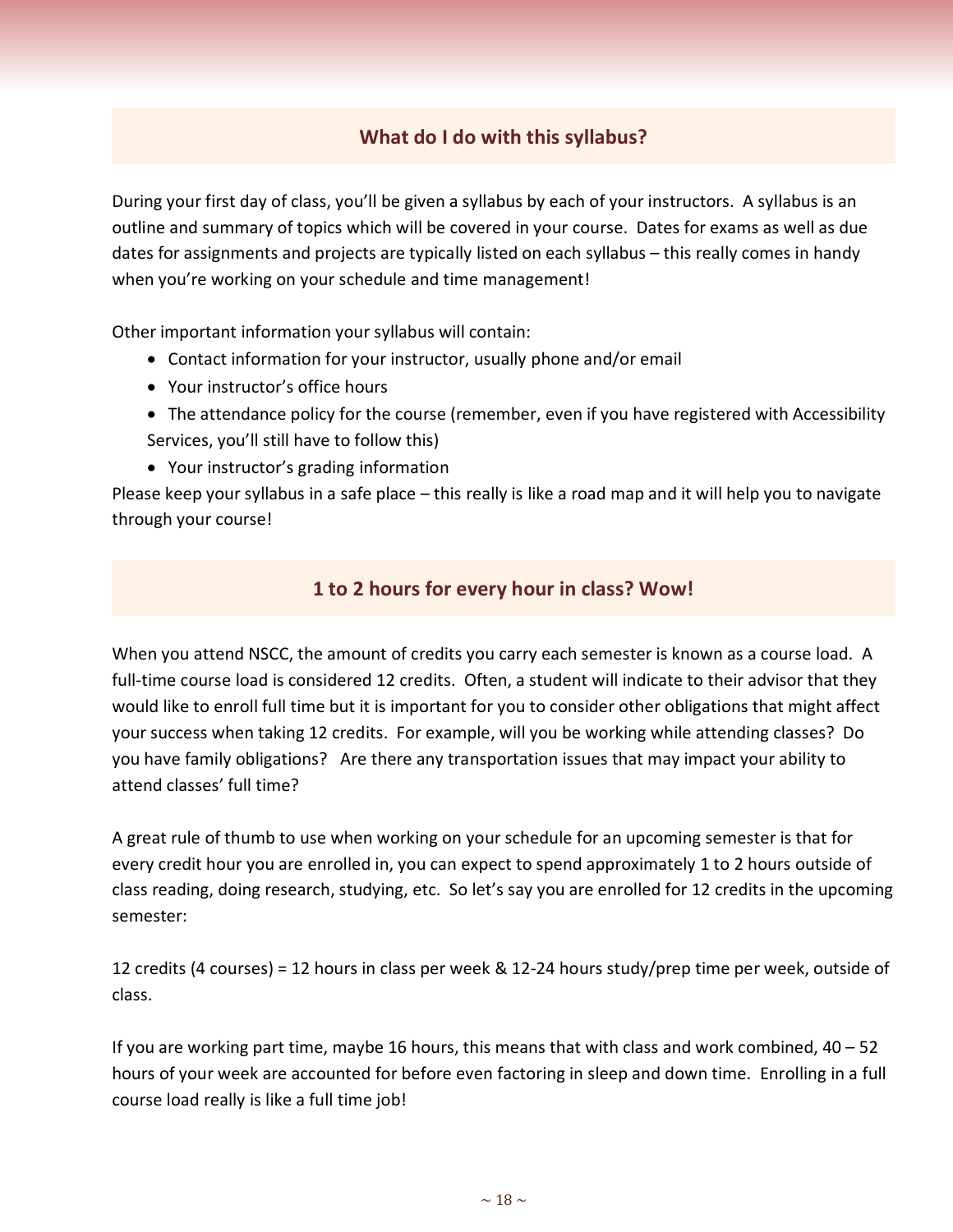## What do I do with this syllabus?

During your first day of class, you'll be given a syllabus by each of your instructors. A syllabus is an outline and summary of topics which will be covered in your course. Dates for exams as well as due dates for assignments and projects are typically listed on each syllabus – this really comes in handy when you're working on your schedule and time management!

Other important information your syllabus will contain:

- Contact information for your instructor, usually phone and/or email
- Your instructor's office hours
- The attendance policy for the course (remember, even if you have registered with Accessibility Services, you'll still have to follow this)
- Your instructor's grading information

Please keep your syllabus in a safe place – this really is like a road map and it will help you to navigate through your course!

## 1 to 2 hours for every hour in class? Wow!

When you attend NSCC, the amount of credits you carry each semester is known as a course load. A full-time course load is considered 12 credits. Often, a student will indicate to their advisor that they would like to enroll full time but it is important for you to consider other obligations that might affect your success when taking 12 credits. For example, will you be working while attending classes? Do you have family obligations? Are there any transportation issues that may impact your ability to attend classes' full time?

A great rule of thumb to use when working on your schedule for an upcoming semester is that for every credit hour you are enrolled in, you can expect to spend approximately 1 to 2 hours outside of class reading, doing research, studying, etc. So let's say you are enrolled for 12 credits in the upcoming semester:

12 credits (4 courses) = 12 hours in class per week & 12-24 hours study/prep time per week, outside of class.

If you are working part time, maybe 16 hours, this means that with class and work combined, 40 – 52 hours of your week are accounted for before even factoring in sleep and down time. Enrolling in a full course load really is like a full time job!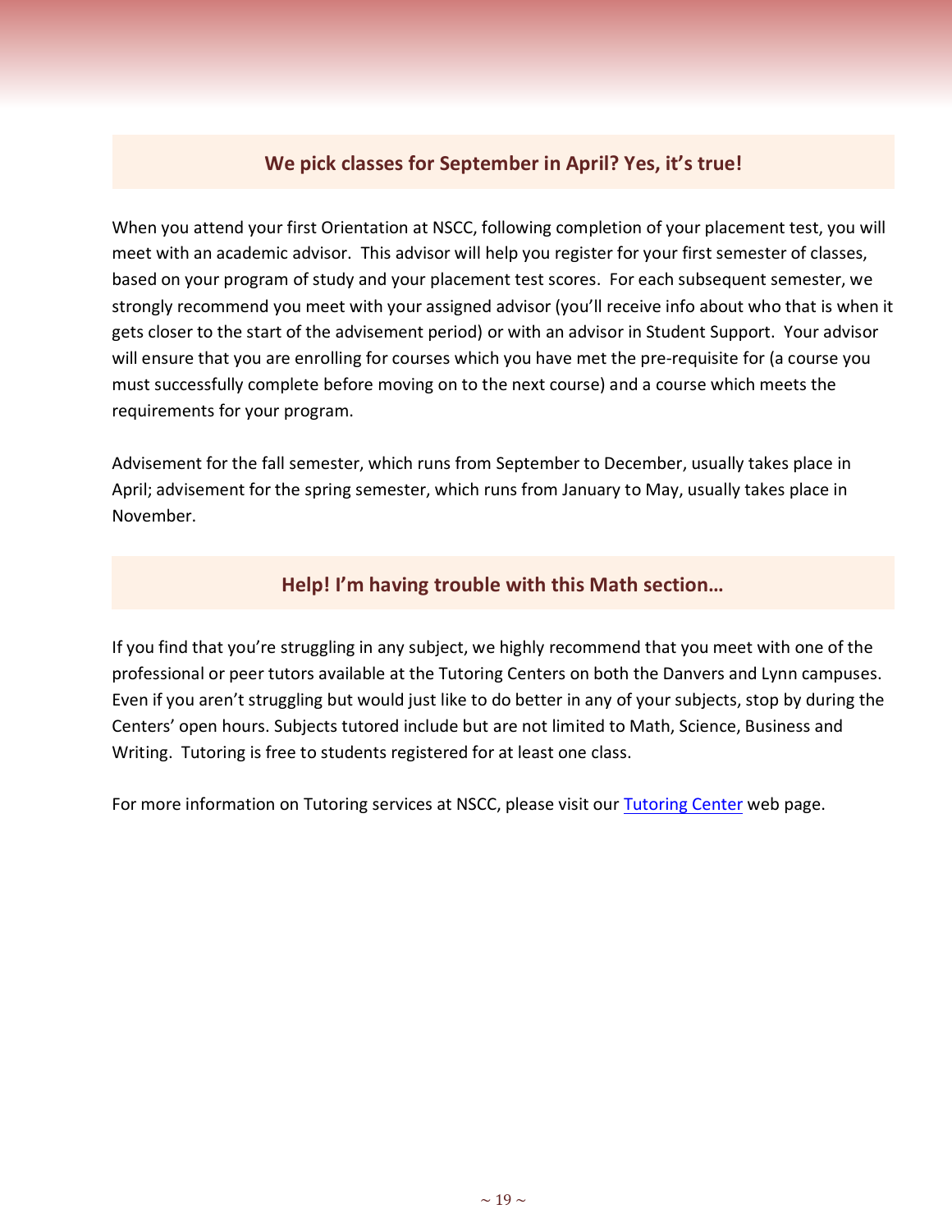## We pick classes for September in April? Yes, it's true!

When you attend your first Orientation at NSCC, following completion of your placement test, you will meet with an academic advisor. This advisor will help you register for your first semester of classes, based on your program of study and your placement test scores. For each subsequent semester, we strongly recommend you meet with your assigned advisor (you'll receive info about who that is when it gets closer to the start of the advisement period) or with an advisor in Student Support. Your advisor will ensure that you are enrolling for courses which you have met the pre-requisite for (a course you must successfully complete before moving on to the next course) and a course which meets the requirements for your program.

Advisement for the fall semester, which runs from September to December, usually takes place in April; advisement for the spring semester, which runs from January to May, usually takes place in November.

## Help! I'm having trouble with this Math section…

If you find that you're struggling in any subject, we highly recommend that you meet with one of the professional or peer tutors available at the Tutoring Centers on both the Danvers and Lynn campuses. Even if you aren't struggling but would just like to do better in any of your subjects, stop by during the Centers' open hours. Subjects tutored include but are not limited to Math, Science, Business and Writing. Tutoring is free to students registered for at least one class.

For more information on Tutoring services at NSCC, please visit our Tutoring Center web page.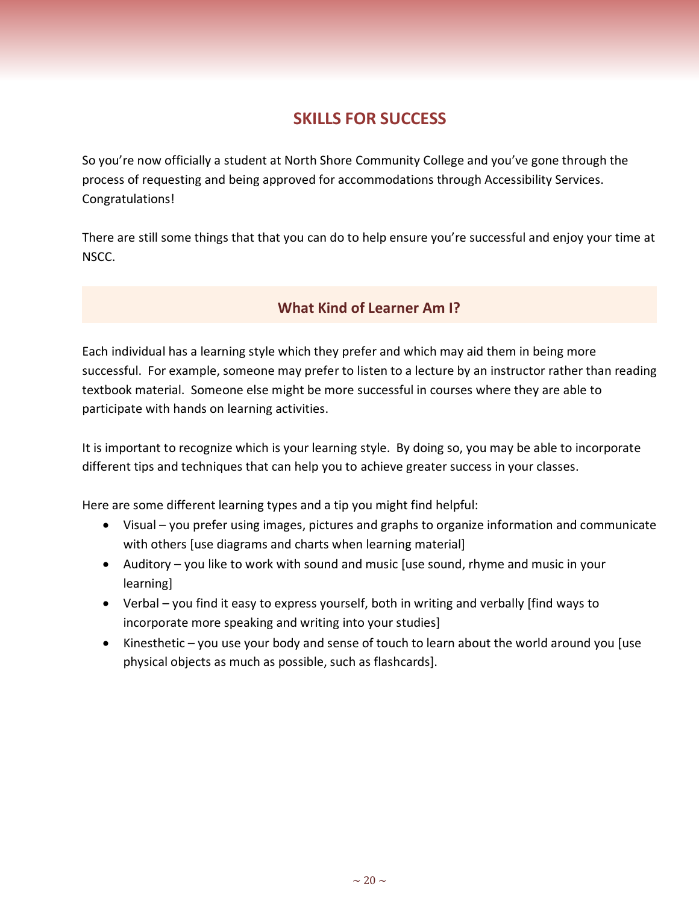# SKILLS FOR SUCCESS

So you're now officially a student at North Shore Community College and you've gone through the process of requesting and being approved for accommodations through Accessibility Services. Congratulations!

There are still some things that that you can do to help ensure you're successful and enjoy your time at NSCC.

## What Kind of Learner Am I?

Each individual has a learning style which they prefer and which may aid them in being more successful. For example, someone may prefer to listen to a lecture by an instructor rather than reading textbook material. Someone else might be more successful in courses where they are able to participate with hands on learning activities.

It is important to recognize which is your learning style. By doing so, you may be able to incorporate different tips and techniques that can help you to achieve greater success in your classes.

Here are some different learning types and a tip you might find helpful:

- Visual – you prefer using images, pictures and graphs to organize information and communicate with others [use diagrams and charts when learning material]
- Auditory – you like to work with sound and music [use sound, rhyme and music in your learning]
- Verbal – you find it easy to express yourself, both in writing and verbally [find ways to incorporate more speaking and writing into your studies]
- Kinesthetic – you use your body and sense of touch to learn about the world around you [use physical objects as much as possible, such as flashcards].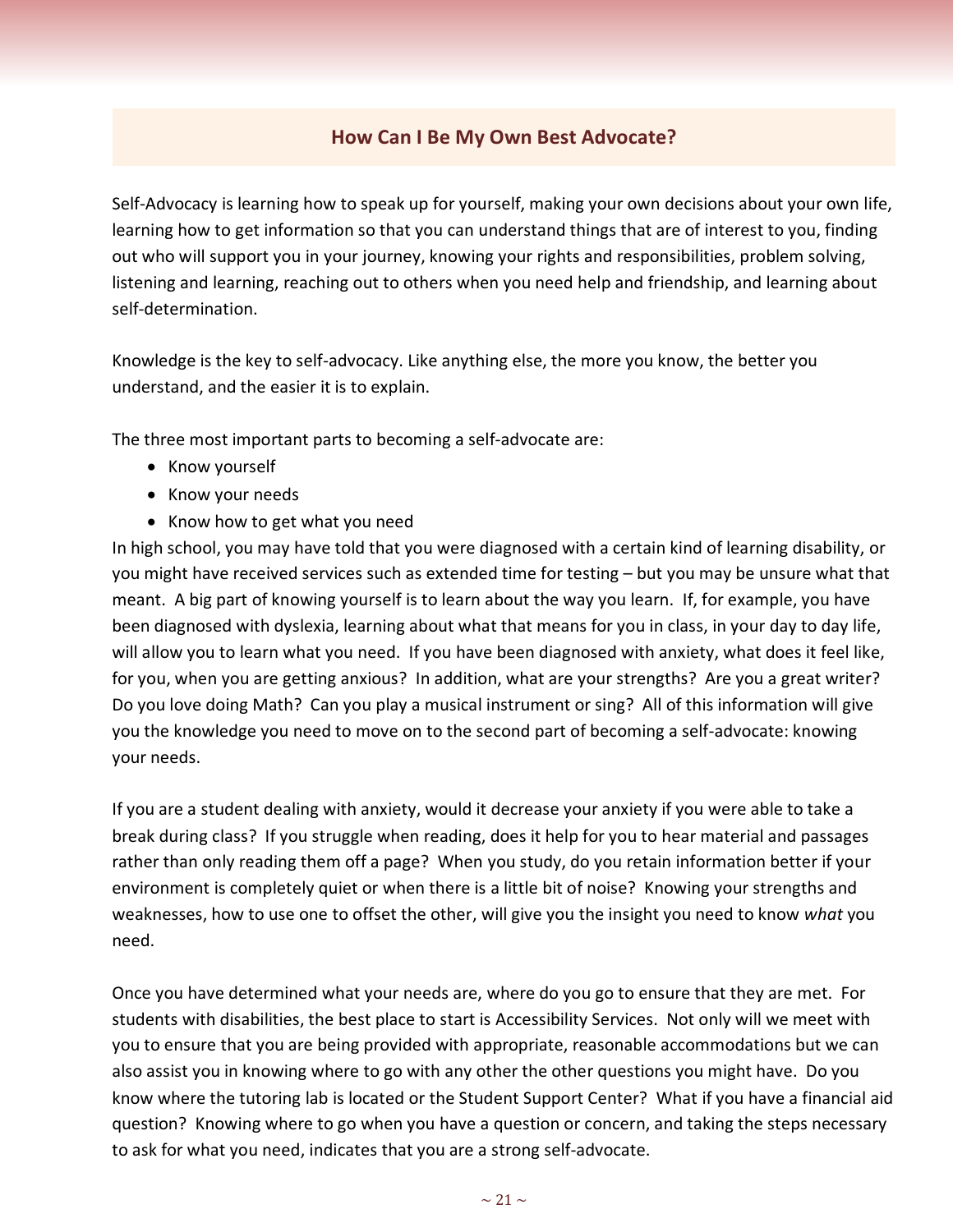## How Can I Be My Own Best Advocate?

Self-Advocacy is learning how to speak up for yourself, making your own decisions about your own life, learning how to get information so that you can understand things that are of interest to you, finding out who will support you in your journey, knowing your rights and responsibilities, problem solving, listening and learning, reaching out to others when you need help and friendship, and learning about self-determination.

Knowledge is the key to self-advocacy. Like anything else, the more you know, the better you understand, and the easier it is to explain.

The three most important parts to becoming a self-advocate are:

- Know yourself
- Know your needs
- Know how to get what you need

In high school, you may have told that you were diagnosed with a certain kind of learning disability, or you might have received services such as extended time for testing – but you may be unsure what that meant. A big part of knowing yourself is to learn about the way you learn. If, for example, you have been diagnosed with dyslexia, learning about what that means for you in class, in your day to day life, will allow you to learn what you need. If you have been diagnosed with anxiety, what does it feel like, for you, when you are getting anxious? In addition, what are your strengths? Are you a great writer? Do you love doing Math? Can you play a musical instrument or sing? All of this information will give you the knowledge you need to move on to the second part of becoming a self-advocate: knowing your needs.

If you are a student dealing with anxiety, would it decrease your anxiety if you were able to take a break during class? If you struggle when reading, does it help for you to hear material and passages rather than only reading them off a page? When you study, do you retain information better if your environment is completely quiet or when there is a little bit of noise? Knowing your strengths and weaknesses, how to use one to offset the other, will give you the insight you need to know *what* you need.

Once you have determined what your needs are, where do you go to ensure that they are met. For students with disabilities, the best place to start is Accessibility Services. Not only will we meet with you to ensure that you are being provided with appropriate, reasonable accommodations but we can also assist you in knowing where to go with any other the other questions you might have. Do you know where the tutoring lab is located or the Student Support Center? What if you have a financial aid question? Knowing where to go when you have a question or concern, and taking the steps necessary to ask for what you need, indicates that you are a strong self-advocate.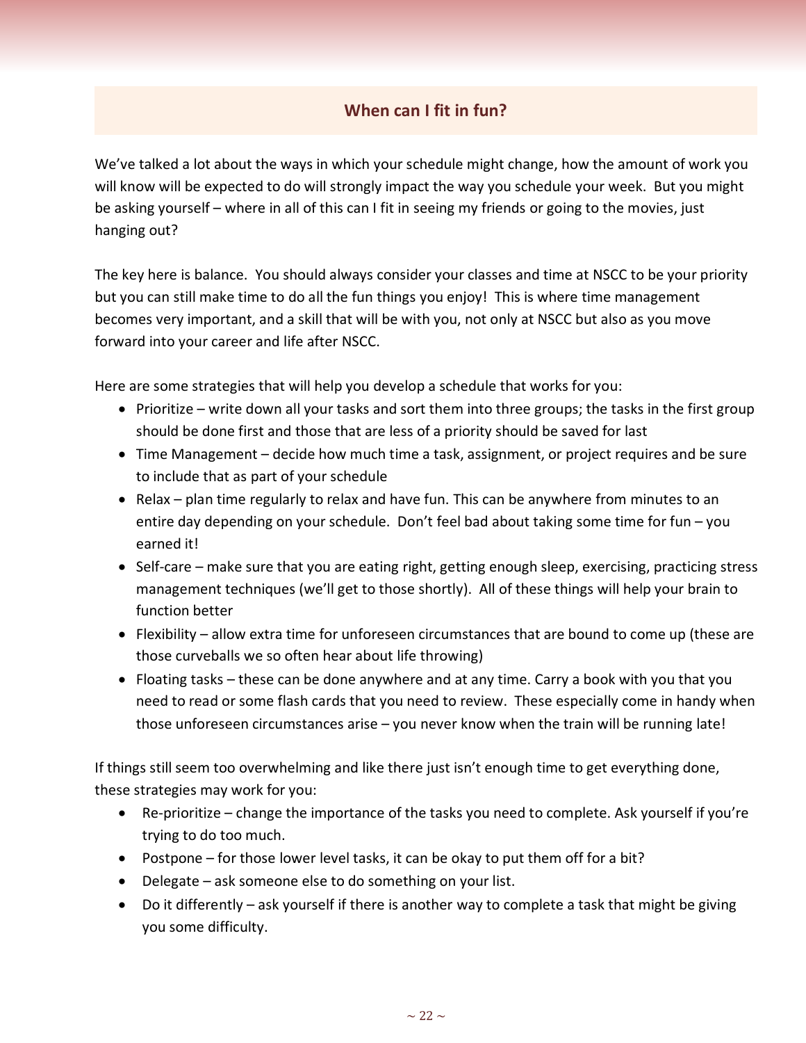## When can I fit in fun?

We've talked a lot about the ways in which your schedule might change, how the amount of work you will know will be expected to do will strongly impact the way you schedule your week. But you might be asking yourself – where in all of this can I fit in seeing my friends or going to the movies, just hanging out?

The key here is balance. You should always consider your classes and time at NSCC to be your priority but you can still make time to do all the fun things you enjoy! This is where time management becomes very important, and a skill that will be with you, not only at NSCC but also as you move forward into your career and life after NSCC.

Here are some strategies that will help you develop a schedule that works for you:

- Prioritize – write down all your tasks and sort them into three groups; the tasks in the first group should be done first and those that are less of a priority should be saved for last
- Time Management – decide how much time a task, assignment, or project requires and be sure to include that as part of your schedule
- Relax – plan time regularly to relax and have fun. This can be anywhere from minutes to an entire day depending on your schedule. Don't feel bad about taking some time for fun – you earned it!
- Self-care – make sure that you are eating right, getting enough sleep, exercising, practicing stress management techniques (we'll get to those shortly). All of these things will help your brain to function better
- Flexibility – allow extra time for unforeseen circumstances that are bound to come up (these are those curveballs we so often hear about life throwing)
- Floating tasks – these can be done anywhere and at any time. Carry a book with you that you need to read or some flash cards that you need to review. These especially come in handy when those unforeseen circumstances arise – you never know when the train will be running late!

If things still seem too overwhelming and like there just isn't enough time to get everything done, these strategies may work for you:

- Re-prioritize – change the importance of the tasks you need to complete. Ask yourself if you're trying to do too much.
- Postpone – for those lower level tasks, it can be okay to put them off for a bit?
- Delegate – ask someone else to do something on your list.
- Do it differently – ask yourself if there is another way to complete a task that might be giving you some difficulty.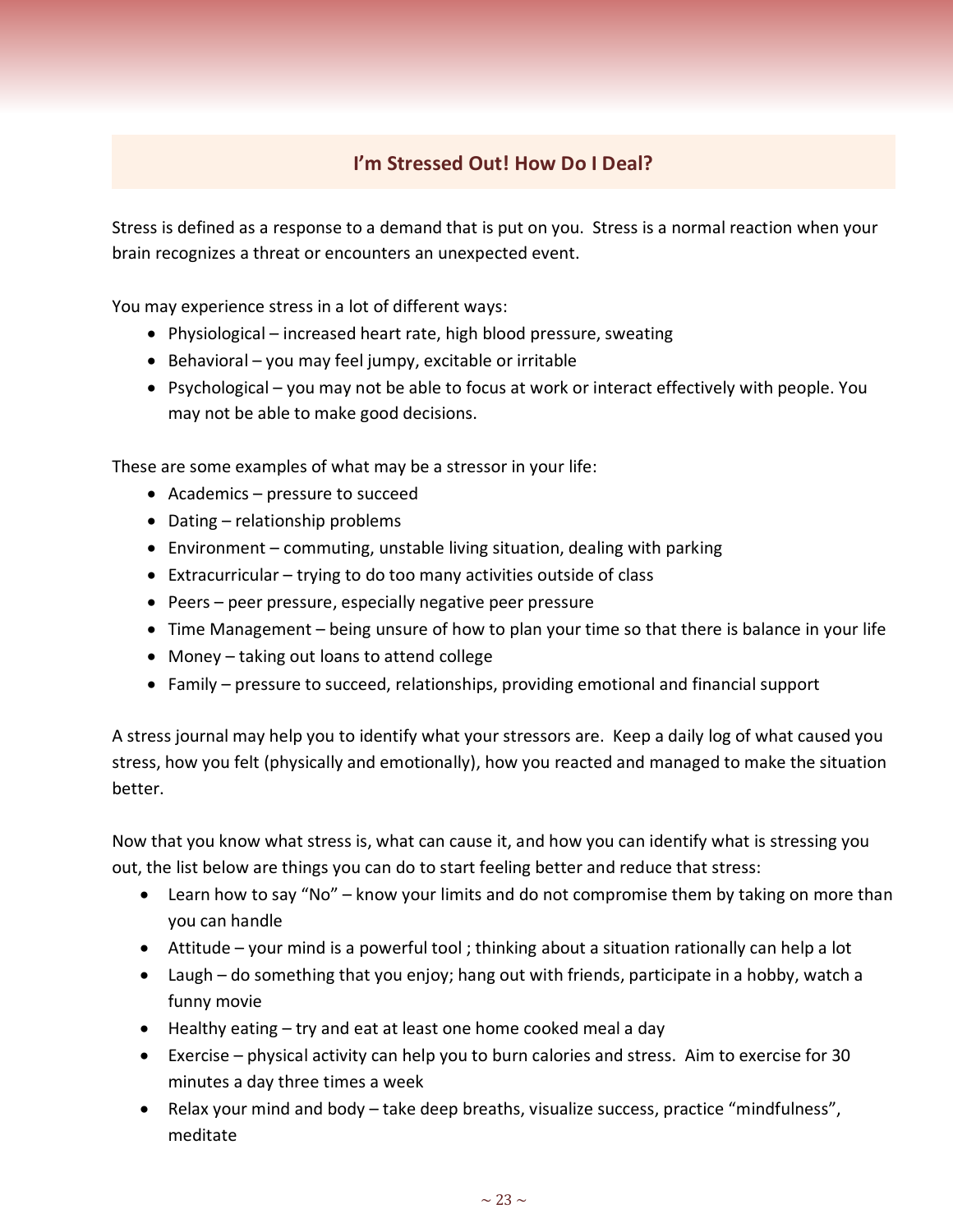## I'm Stressed Out! How Do I Deal?

Stress is defined as a response to a demand that is put on you. Stress is a normal reaction when your brain recognizes a threat or encounters an unexpected event.

You may experience stress in a lot of different ways:

- Physiological – increased heart rate, high blood pressure, sweating
- Behavioral – you may feel jumpy, excitable or irritable
- Psychological – you may not be able to focus at work or interact effectively with people. You may not be able to make good decisions.

These are some examples of what may be a stressor in your life:

- Academics – pressure to succeed
- Dating – relationship problems
- Environment – commuting, unstable living situation, dealing with parking
- Extracurricular – trying to do too many activities outside of class
- Peers – peer pressure, especially negative peer pressure
- Time Management – being unsure of how to plan your time so that there is balance in your life
- Money – taking out loans to attend college
- Family – pressure to succeed, relationships, providing emotional and financial support

A stress journal may help you to identify what your stressors are. Keep a daily log of what caused you stress, how you felt (physically and emotionally), how you reacted and managed to make the situation better.

Now that you know what stress is, what can cause it, and how you can identify what is stressing you out, the list below are things you can do to start feeling better and reduce that stress:

- Learn how to say "No" – know your limits and do not compromise them by taking on more than you can handle
- Attitude – your mind is a powerful tool ; thinking about a situation rationally can help a lot
- Laugh – do something that you enjoy; hang out with friends, participate in a hobby, watch a funny movie
- Healthy eating – try and eat at least one home cooked meal a day
- Exercise – physical activity can help you to burn calories and stress. Aim to exercise for 30 minutes a day three times a week
- Relax your mind and body – take deep breaths, visualize success, practice "mindfulness", meditate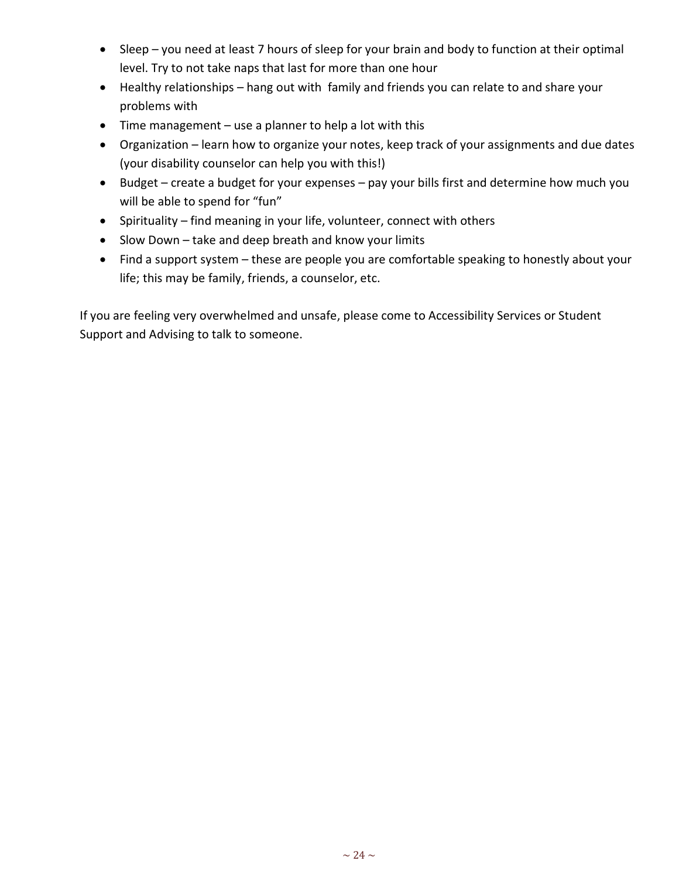- Sleep – you need at least 7 hours of sleep for your brain and body to function at their optimal level. Try to not take naps that last for more than one hour
- Healthy relationships – hang out with family and friends you can relate to and share your problems with
- Time management – use a planner to help a lot with this
- Organization – learn how to organize your notes, keep track of your assignments and due dates (your disability counselor can help you with this!)
- Budget – create a budget for your expenses – pay your bills first and determine how much you will be able to spend for "fun"
- Spirituality – find meaning in your life, volunteer, connect with others
- Slow Down – take and deep breath and know your limits
- Find a support system – these are people you are comfortable speaking to honestly about your life; this may be family, friends, a counselor, etc.

If you are feeling very overwhelmed and unsafe, please come to Accessibility Services or Student Support and Advising to talk to someone.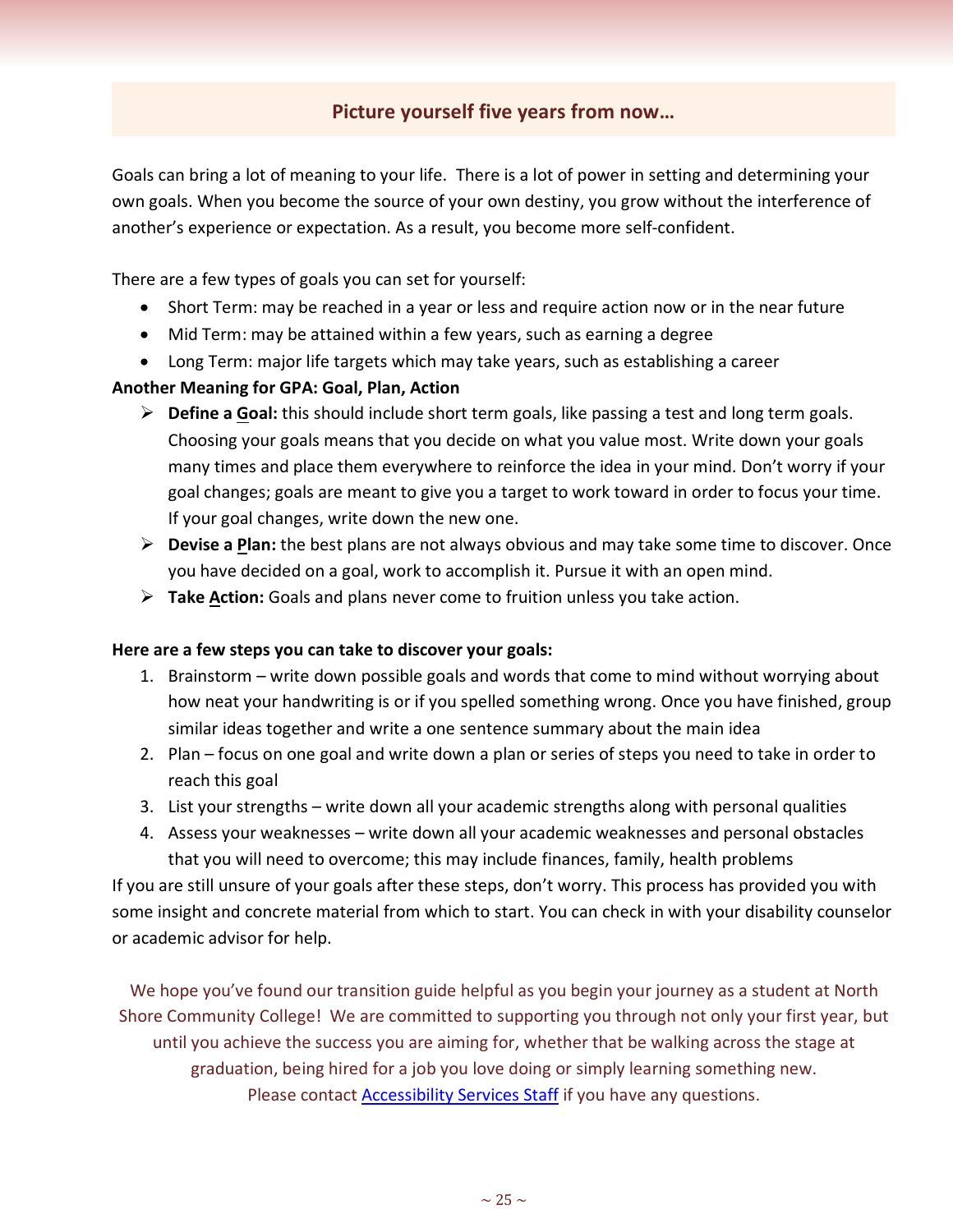## Picture yourself five years from now…

Goals can bring a lot of meaning to your life. There is a lot of power in setting and determining your own goals. When you become the source of your own destiny, you grow without the interference of another's experience or expectation. As a result, you become more self-confident.

There are a few types of goals you can set for yourself:

- Short Term: may be reached in a year or less and require action now or in the near future
- Mid Term: may be attained within a few years, such as earning a degree
- Long Term: major life targets which may take years, such as establishing a career

**Another Meaning for GPA: Goal, Plan, Action**

- **Define a <u>G</u>oal:** this should include short term goals, like passing a test and long term goals. Choosing your goals means that you decide on what you value most. Write down your goals many times and place them everywhere to reinforce the idea in your mind. Don't worry if your goal changes; goals are meant to give you a target to work toward in order to focus your time. If your goal changes, write down the new one.
- **Devise a <u>P</u>lan:** the best plans are not always obvious and may take some time to discover. Once you have decided on a goal, work to accomplish it. Pursue it with an open mind.
- **Take <u>A</u>ction:** Goals and plans never come to fruition unless you take action.

**Here are a few steps you can take to discover your goals:**

1. Brainstorm – write down possible goals and words that come to mind without worrying about how neat your handwriting is or if you spelled something wrong. Once you have finished, group similar ideas together and write a one sentence summary about the main idea
2. Plan – focus on one goal and write down a plan or series of steps you need to take in order to reach this goal
3. List your strengths – write down all your academic strengths along with personal qualities
4. Assess your weaknesses – write down all your academic weaknesses and personal obstacles that you will need to overcome; this may include finances, family, health problems

If you are still unsure of your goals after these steps, don't worry. This process has provided you with some insight and concrete material from which to start. You can check in with your disability counselor or academic advisor for help.

We hope you've found our transition guide helpful as you begin your journey as a student at North Shore Community College! We are committed to supporting you through not only your first year, but until you achieve the success you are aiming for, whether that be walking across the stage at graduation, being hired for a job you love doing or simply learning something new. Please contact Accessibility Services Staff if you have any questions.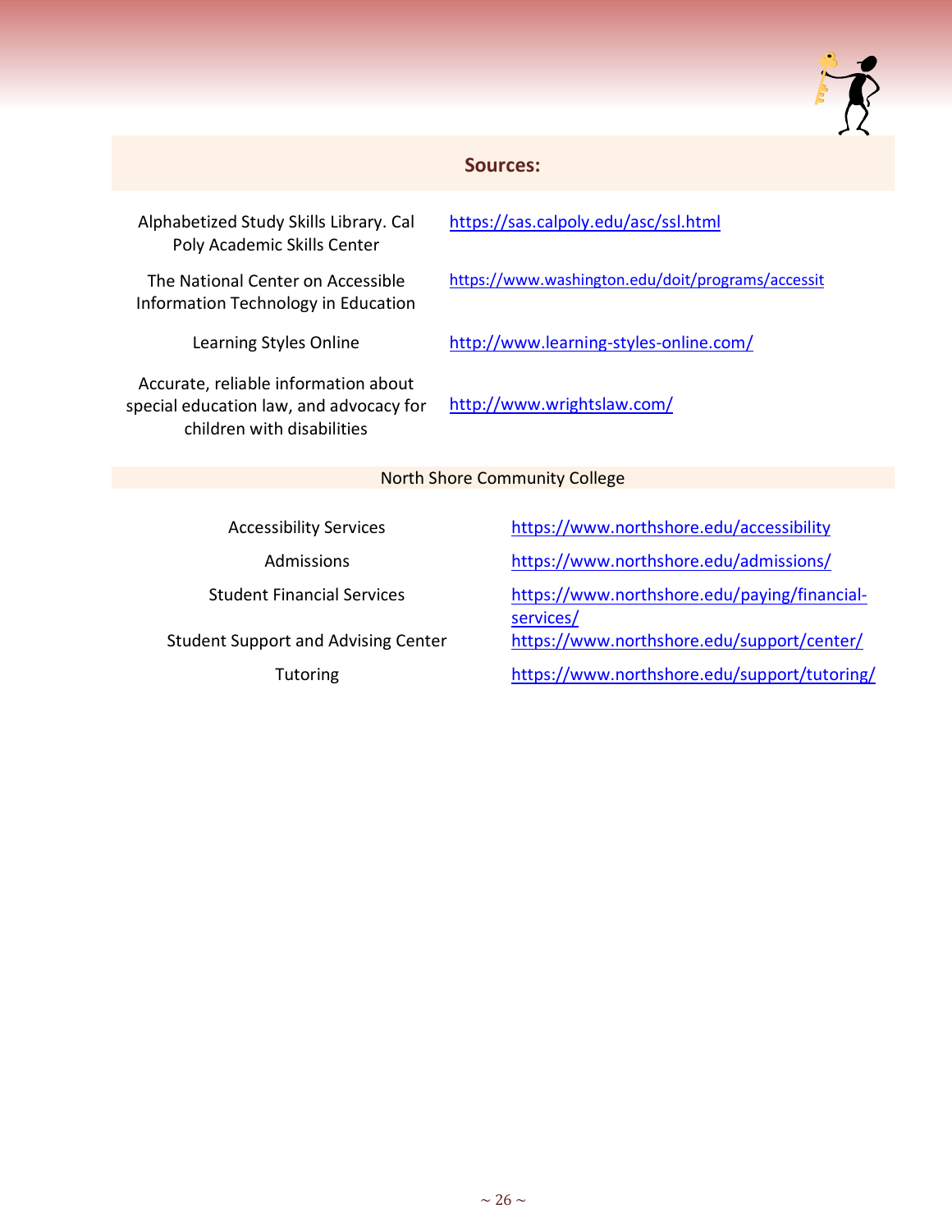## Sources:

| | |
|---|---|
| Alphabetized Study Skills Library. Cal Poly Academic Skills Center | https://sas.calpoly.edu/asc/ssl.html |
| The National Center on Accessible Information Technology in Education | https://www.washington.edu/doit/programs/accessit |
| Learning Styles Online | http://www.learning-styles-online.com/ |
| Accurate, reliable information about special education law, and advocacy for children with disabilities | http://www.wrightslaw.com/ |

### North Shore Community College

| | |
|---|---|
| Accessibility Services | https://www.northshore.edu/accessibility |
| Admissions | https://www.northshore.edu/admissions/ |
| Student Financial Services | https://www.northshore.edu/paying/financial-services/ |
| Student Support and Advising Center | https://www.northshore.edu/support/center/ |
| Tutoring | https://www.northshore.edu/support/tutoring/ |